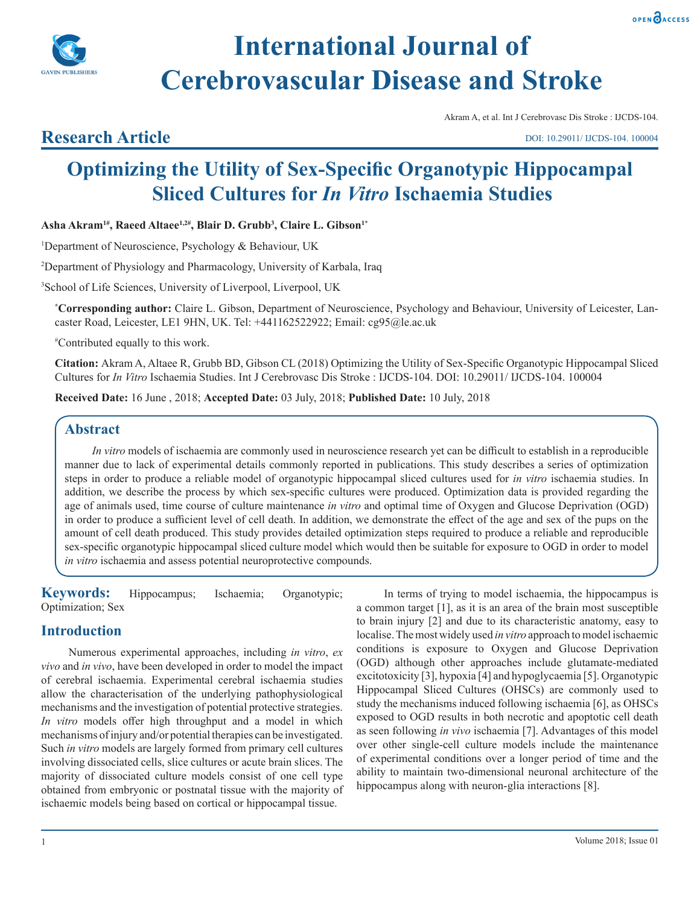# International Journal of Cerebrovascular Disease and Stroke

Akram A, et al. Int J Cerebrovasc Dis Stroke : IJCDS-104.

DOI: 10.29011/ IJCDS-104. 100004

## Research Article

# Optimizing the Utility of Sex-Specific Organotypic Hippocampal Sliced Cultures for *In Vitro* Ischaemia Studies

**Asha Akram[1#], Raeed Altaee[1,2#], Blair D. Grubb[3], Claire L. Gibson[1*]**

[1]Department of Neuroscience, Psychology & Behaviour, UK

[2]Department of Physiology and Pharmacology, University of Karbala, Iraq

[3]School of Life Sciences, University of Liverpool, Liverpool, UK

[*]**Corresponding author:** Claire L. Gibson, Department of Neuroscience, Psychology and Behaviour, University of Leicester, Lancaster Road, Leicester, LE1 9HN, UK. Tel: +441162522922; Email: cg95@le.ac.uk

[#]Contributed equally to this work.

**Citation:** Akram A, Altaee R, Grubb BD, Gibson CL (2018) Optimizing the Utility of Sex-Specific Organotypic Hippocampal Sliced Cultures for *In Vitro* Ischaemia Studies. Int J Cerebrovasc Dis Stroke : IJCDS-104. DOI: 10.29011/ IJCDS-104. 100004

**Received Date:** 16 June , 2018; **Accepted Date:** 03 July, 2018; **Published Date:** 10 July, 2018

## Abstract

*In vitro* models of ischaemia are commonly used in neuroscience research yet can be difficult to establish in a reproducible manner due to lack of experimental details commonly reported in publications. This study describes a series of optimization steps in order to produce a reliable model of organotypic hippocampal sliced cultures used for *in vitro* ischaemia studies. In addition, we describe the process by which sex-specific cultures were produced. Optimization data is provided regarding the age of animals used, time course of culture maintenance *in vitro* and optimal time of Oxygen and Glucose Deprivation (OGD) in order to produce a sufficient level of cell death. In addition, we demonstrate the effect of the age and sex of the pups on the amount of cell death produced. This study provides detailed optimization steps required to produce a reliable and reproducible sex-specific organotypic hippocampal sliced culture model which would then be suitable for exposure to OGD in order to model *in vitro* ischaemia and assess potential neuroprotective compounds.

**Keywords:** Hippocampus; Ischaemia; Organotypic; Optimization; Sex

## Introduction

Numerous experimental approaches, including *in vitro*, *ex vivo* and *in vivo*, have been developed in order to model the impact of cerebral ischaemia. Experimental cerebral ischaemia studies allow the characterisation of the underlying pathophysiological mechanisms and the investigation of potential protective strategies. *In vitro* models offer high throughput and a model in which mechanisms of injury and/or potential therapies can be investigated. Such *in vitro* models are largely formed from primary cell cultures involving dissociated cells, slice cultures or acute brain slices. The majority of dissociated culture models consist of one cell type obtained from embryonic or postnatal tissue with the majority of ischaemic models being based on cortical or hippocampal tissue.

In terms of trying to model ischaemia, the hippocampus is a common target [1], as it is an area of the brain most susceptible to brain injury [2] and due to its characteristic anatomy, easy to localise. The most widely used *in vitro* approach to model ischaemic conditions is exposure to Oxygen and Glucose Deprivation (OGD) although other approaches include glutamate-mediated excitotoxicity [3], hypoxia [4] and hypoglycaemia [5]. Organotypic Hippocampal Sliced Cultures (OHSCs) are commonly used to study the mechanisms induced following ischaemia [6], as OHSCs exposed to OGD results in both necrotic and apoptotic cell death as seen following *in vivo* ischaemia [7]. Advantages of this model over other single-cell culture models include the maintenance of experimental conditions over a longer period of time and the ability to maintain two-dimensional neuronal architecture of the hippocampus along with neuron-glia interactions [8].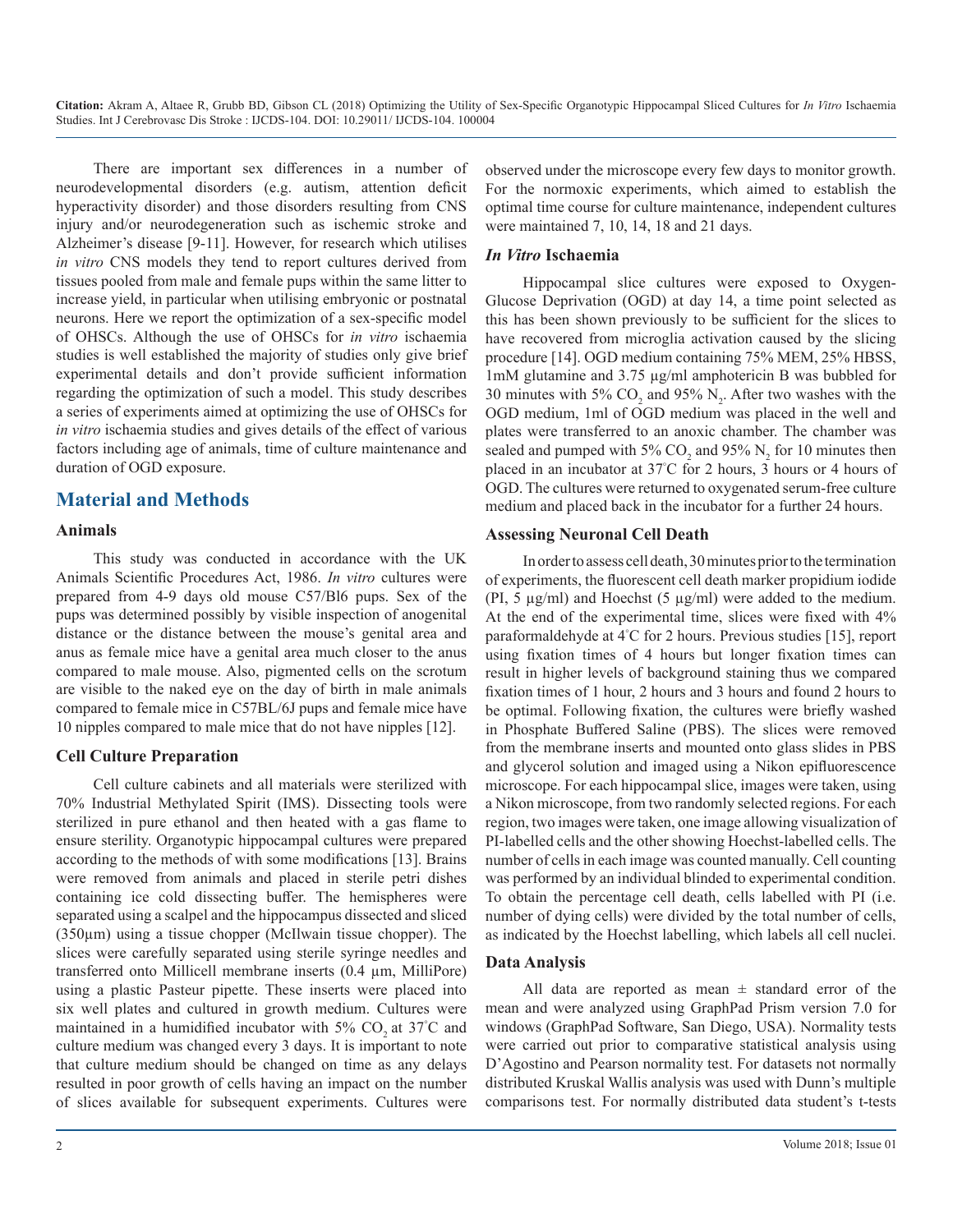There are important sex differences in a number of neurodevelopmental disorders (e.g. autism, attention deficit hyperactivity disorder) and those disorders resulting from CNS injury and/or neurodegeneration such as ischemic stroke and Alzheimer's disease [9-11]. However, for research which utilises *in vitro* CNS models they tend to report cultures derived from tissues pooled from male and female pups within the same litter to increase yield, in particular when utilising embryonic or postnatal neurons. Here we report the optimization of a sex-specific model of OHSCs. Although the use of OHSCs for *in vitro* ischaemia studies is well established the majority of studies only give brief experimental details and don't provide sufficient information regarding the optimization of such a model. This study describes a series of experiments aimed at optimizing the use of OHSCs for *in vitro* ischaemia studies and gives details of the effect of various factors including age of animals, time of culture maintenance and duration of OGD exposure.

## Material and Methods

### Animals

This study was conducted in accordance with the UK Animals Scientific Procedures Act, 1986. *In vitro* cultures were prepared from 4-9 days old mouse C57/Bl6 pups. Sex of the pups was determined possibly by visible inspection of anogenital distance or the distance between the mouse's genital area and anus as female mice have a genital area much closer to the anus compared to male mouse. Also, pigmented cells on the scrotum are visible to the naked eye on the day of birth in male animals compared to female mice in C57BL/6J pups and female mice have 10 nipples compared to male mice that do not have nipples [12].

### Cell Culture Preparation

Cell culture cabinets and all materials were sterilized with 70% Industrial Methylated Spirit (IMS). Dissecting tools were sterilized in pure ethanol and then heated with a gas flame to ensure sterility. Organotypic hippocampal cultures were prepared according to the methods of with some modifications [13]. Brains were removed from animals and placed in sterile petri dishes containing ice cold dissecting buffer. The hemispheres were separated using a scalpel and the hippocampus dissected and sliced (350µm) using a tissue chopper (McIlwain tissue chopper). The slices were carefully separated using sterile syringe needles and transferred onto Millicell membrane inserts (0.4 µm, MilliPore) using a plastic Pasteur pipette. These inserts were placed into six well plates and cultured in growth medium. Cultures were maintained in a humidified incubator with 5% $CO_2$ at 37°C and culture medium was changed every 3 days. It is important to note that culture medium should be changed on time as any delays resulted in poor growth of cells having an impact on the number of slices available for subsequent experiments. Cultures were observed under the microscope every few days to monitor growth. For the normoxic experiments, which aimed to establish the optimal time course for culture maintenance, independent cultures were maintained 7, 10, 14, 18 and 21 days.

### *In Vitro* Ischaemia

Hippocampal slice cultures were exposed to Oxygen-Glucose Deprivation (OGD) at day 14, a time point selected as this has been shown previously to be sufficient for the slices to have recovered from microglia activation caused by the slicing procedure [14]. OGD medium containing 75% MEM, 25% HBSS, 1mM glutamine and 3.75 µg/ml amphotericin B was bubbled for 30 minutes with 5% $CO_2$ and 95% $N_2$. After two washes with the OGD medium, 1ml of OGD medium was placed in the well and plates were transferred to an anoxic chamber. The chamber was sealed and pumped with 5% $CO_2$ and 95% $N_2$ for 10 minutes then placed in an incubator at 37°C for 2 hours, 3 hours or 4 hours of OGD. The cultures were returned to oxygenated serum-free culture medium and placed back in the incubator for a further 24 hours.

### Assessing Neuronal Cell Death

In order to assess cell death, 30 minutes prior to the termination of experiments, the fluorescent cell death marker propidium iodide (PI, 5 µg/ml) and Hoechst (5 µg/ml) were added to the medium. At the end of the experimental time, slices were fixed with 4% paraformaldehyde at 4°C for 2 hours. Previous studies [15], report using fixation times of 4 hours but longer fixation times can result in higher levels of background staining thus we compared fixation times of 1 hour, 2 hours and 3 hours and found 2 hours to be optimal. Following fixation, the cultures were briefly washed in Phosphate Buffered Saline (PBS). The slices were removed from the membrane inserts and mounted onto glass slides in PBS and glycerol solution and imaged using a Nikon epifluorescence microscope. For each hippocampal slice, images were taken, using a Nikon microscope, from two randomly selected regions. For each region, two images were taken, one image allowing visualization of PI-labelled cells and the other showing Hoechst-labelled cells. The number of cells in each image was counted manually. Cell counting was performed by an individual blinded to experimental condition. To obtain the percentage cell death, cells labelled with PI (i.e. number of dying cells) were divided by the total number of cells, as indicated by the Hoechst labelling, which labels all cell nuclei.

### Data Analysis

All data are reported as mean ± standard error of the mean and were analyzed using GraphPad Prism version 7.0 for windows (GraphPad Software, San Diego, USA). Normality tests were carried out prior to comparative statistical analysis using D'Agostino and Pearson normality test. For datasets not normally distributed Kruskal Wallis analysis was used with Dunn's multiple comparisons test. For normally distributed data student's t-tests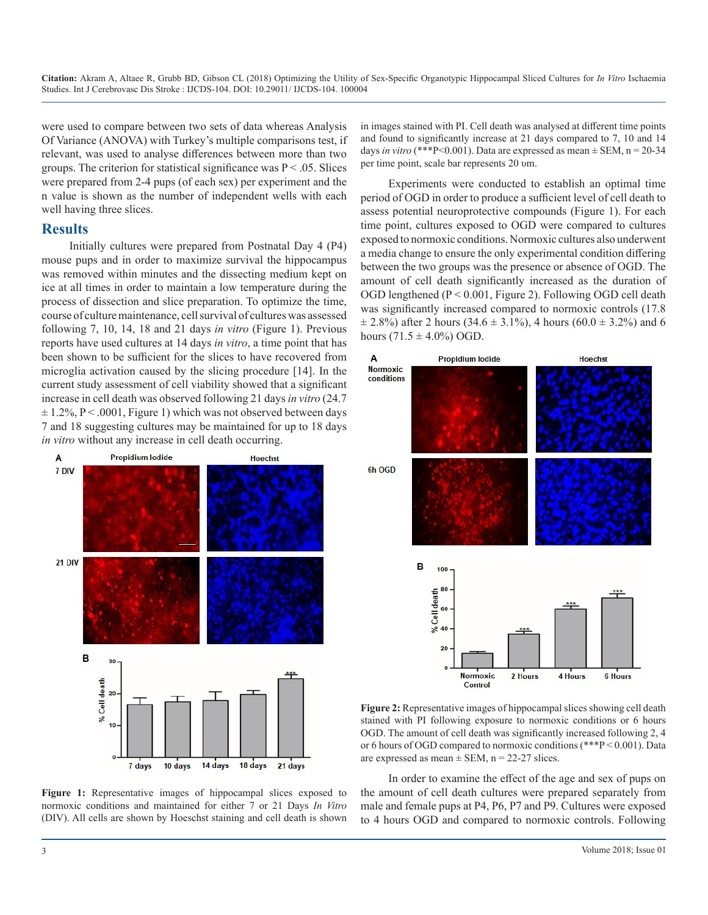were used to compare between two sets of data whereas Analysis Of Variance (ANOVA) with Turkey's multiple comparisons test, if relevant, was used to analyse differences between more than two groups. The criterion for statistical significance was P < .05. Slices were prepared from 2-4 pups (of each sex) per experiment and the n value is shown as the number of independent wells with each well having three slices.

## Results

Initially cultures were prepared from Postnatal Day 4 (P4) mouse pups and in order to maximize survival the hippocampus was removed within minutes and the dissecting medium kept on ice at all times in order to maintain a low temperature during the process of dissection and slice preparation. To optimize the time, course of culture maintenance, cell survival of cultures was assessed following 7, 10, 14, 18 and 21 days *in vitro* (Figure 1). Previous reports have used cultures at 14 days *in vitro*, a time point that has been shown to be sufficient for the slices to have recovered from microglia activation caused by the slicing procedure [14]. In the current study assessment of cell viability showed that a significant increase in cell death was observed following 21 days *in vitro* (24.7 ± 1.2%, P < .0001, Figure 1) which was not observed between days 7 and 18 suggesting cultures may be maintained for up to 18 days *in vitro* without any increase in cell death occurring.

**Figure 1:** Representative images of hippocampal slices exposed to normoxic conditions and maintained for either 7 or 21 Days *In Vitro* (DIV). All cells are shown by Hoescht staining and cell death is shown in images stained with PI. Cell death was analysed at different time points and found to significantly increase at 21 days compared to 7, 10 and 14 days *in vitro* (***P<0.001). Data are expressed as mean ± SEM, n = 20-34 per time point, scale bar represents 20 υm.

Experiments were conducted to establish an optimal time period of OGD in order to produce a sufficient level of cell death to assess potential neuroprotective compounds (Figure 1). For each time point, cultures exposed to OGD were compared to cultures exposed to normoxic conditions. Normoxic cultures also underwent a media change to ensure the only experimental condition differing between the two groups was the presence or absence of OGD. The amount of cell death significantly increased as the duration of OGD lengthened (P < 0.001, Figure 2). Following OGD cell death was significantly increased compared to normoxic controls (17.8 ± 2.8%) after 2 hours (34.6 ± 3.1%), 4 hours (60.0 ± 3.2%) and 6 hours (71.5 ± 4.0%) OGD.

**Figure 2:** Representative images of hippocampal slices showing cell death stained with PI following exposure to normoxic conditions or 6 hours OGD. The amount of cell death was significantly increased following 2, 4 or 6 hours of OGD compared to normoxic conditions (***P < 0.001). Data are expressed as mean ± SEM, n = 22-27 slices.

In order to examine the effect of the age and sex of pups on the amount of cell death cultures were prepared separately from male and female pups at P4, P6, P7 and P9. Cultures were exposed to 4 hours OGD and compared to normoxic controls. Following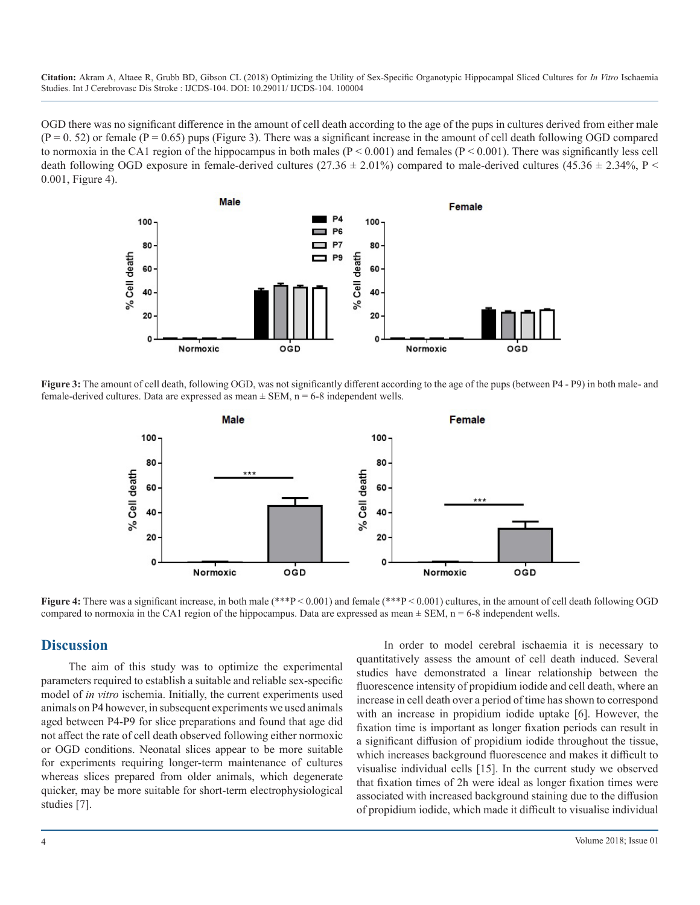OGD there was no significant difference in the amount of cell death according to the age of the pups in cultures derived from either male ($P = 0.52$) or female ($P = 0.65$) pups (Figure 3). There was a significant increase in the amount of cell death following OGD compared to normoxia in the CA1 region of the hippocampus in both males ($P < 0.001$) and females ($P < 0.001$). There was significantly less cell death following OGD exposure in female-derived cultures ($27.36 \pm 2.01\%$) compared to male-derived cultures ($45.36 \pm 2.34\%$, $P < 0.001$, Figure 4).

**Figure 3:** The amount of cell death, following OGD, was not significantly different according to the age of the pups (between P4 - P9) in both male- and female-derived cultures. Data are expressed as mean ± SEM, n = 6-8 independent wells.

**Figure 4:** There was a significant increase, in both male (***$P < 0.001$) and female (***$P < 0.001$) cultures, in the amount of cell death following OGD compared to normoxia in the CA1 region of the hippocampus. Data are expressed as mean ± SEM, n = 6-8 independent wells.

## Discussion

The aim of this study was to optimize the experimental parameters required to establish a suitable and reliable sex-specific model of *in vitro* ischemia. Initially, the current experiments used animals on P4 however, in subsequent experiments we used animals aged between P4-P9 for slice preparations and found that age did not affect the rate of cell death observed following either normoxic or OGD conditions. Neonatal slices appear to be more suitable for experiments requiring longer-term maintenance of cultures whereas slices prepared from older animals, which degenerate quicker, may be more suitable for short-term electrophysiological studies [7].

In order to model cerebral ischaemia it is necessary to quantitatively assess the amount of cell death induced. Several studies have demonstrated a linear relationship between the fluorescence intensity of propidium iodide and cell death, where an increase in cell death over a period of time has shown to correspond with an increase in propidium iodide uptake [6]. However, the fixation time is important as longer fixation periods can result in a significant diffusion of propidium iodide throughout the tissue, which increases background fluorescence and makes it difficult to visualise individual cells [15]. In the current study we observed that fixation times of 2h were ideal as longer fixation times were associated with increased background staining due to the diffusion of propidium iodide, which made it difficult to visualise individual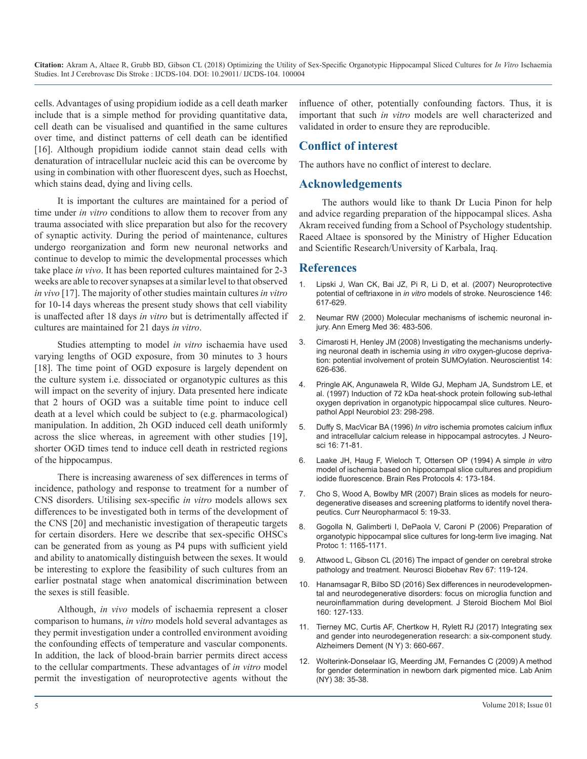cells. Advantages of using propidium iodide as a cell death marker include that is a simple method for providing quantitative data, cell death can be visualised and quantified in the same cultures over time, and distinct patterns of cell death can be identified [16]. Although propidium iodide cannot stain dead cells with denaturation of intracellular nucleic acid this can be overcome by using in combination with other fluorescent dyes, such as Hoechst, which stains dead, dying and living cells.

It is important the cultures are maintained for a period of time under *in vitro* conditions to allow them to recover from any trauma associated with slice preparation but also for the recovery of synaptic activity. During the period of maintenance, cultures undergo reorganization and form new neuronal networks and continue to develop to mimic the developmental processes which take place *in vivo*. It has been reported cultures maintained for 2-3 weeks are able to recover synapses at a similar level to that observed *in vivo* [17]. The majority of other studies maintain cultures *in vitro* for 10-14 days whereas the present study shows that cell viability is unaffected after 18 days *in vitro* but is detrimentally affected if cultures are maintained for 21 days *in vitro*.

Studies attempting to model *in vitro* ischaemia have used varying lengths of OGD exposure, from 30 minutes to 3 hours [18]. The time point of OGD exposure is largely dependent on the culture system i.e. dissociated or organotypic cultures as this will impact on the severity of injury. Data presented here indicate that 2 hours of OGD was a suitable time point to induce cell death at a level which could be subject to (e.g. pharmacological) manipulation. In addition, 2h OGD induced cell death uniformly across the slice whereas, in agreement with other studies [19], shorter OGD times tend to induce cell death in restricted regions of the hippocampus.

There is increasing awareness of sex differences in terms of incidence, pathology and response to treatment for a number of CNS disorders. Utilising sex-specific *in vitro* models allows sex differences to be investigated both in terms of the development of the CNS [20] and mechanistic investigation of therapeutic targets for certain disorders. Here we describe that sex-specific OHSCs can be generated from as young as P4 pups with sufficient yield and ability to anatomically distinguish between the sexes. It would be interesting to explore the feasibility of such cultures from an earlier postnatal stage when anatomical discrimination between the sexes is still feasible.

Although, *in vivo* models of ischaemia represent a closer comparison to humans, *in vitro* models hold several advantages as they permit investigation under a controlled environment avoiding the confounding effects of temperature and vascular components. In addition, the lack of blood-brain barrier permits direct access to the cellular compartments. These advantages of *in vitro* model permit the investigation of neuroprotective agents without the influence of other, potentially confounding factors. Thus, it is important that such *in vitro* models are well characterized and validated in order to ensure they are reproducible.

## Conflict of interest

The authors have no conflict of interest to declare.

## Acknowledgements

The authors would like to thank Dr Lucia Pinon for help and advice regarding preparation of the hippocampal slices. Asha Akram received funding from a School of Psychology studentship. Raeed Altaee is sponsored by the Ministry of Higher Education and Scientific Research/University of Karbala, Iraq.

## References

1. Lipski J, Wan CK, Bai JZ, Pi R, Li D, et al. (2007) Neuroprotective potential of ceftriaxone in *in vitro* models of stroke. Neuroscience 146: 617-629.
2. Neumar RW (2000) Molecular mechanisms of ischemic neuronal injury. Ann Emerg Med 36: 483-506.
3. Cimarosti H, Henley JM (2008) Investigating the mechanisms underlying neuronal death in ischemia using *in vitro* oxygen-glucose deprivation: potential involvement of protein SUMOylation. Neuroscientist 14: 626-636.
4. Pringle AK, Angunawela R, Wilde GJ, Mepham JA, Sundstrom LE, et al. (1997) Induction of 72 kDa heat-shock protein following sub-lethal oxygen deprivation in organotypic hippocampal slice cultures. Neuropathol Appl Neurobiol 23: 298-298.
5. Duffy S, MacVicar BA (1996) *In vitro* ischemia promotes calcium influx and intracellular calcium release in hippocampal astrocytes. J Neurosci 16: 71-81.
6. Laake JH, Haug F, Wieloch T, Ottersen OP (1994) A simple *in vitro* model of ischemia based on hippocampal slice cultures and propidium iodide fluorescence. Brain Res Protocols 4: 173-184.
7. Cho S, Wood A, Bowlby MR (2007) Brain slices as models for neurodegenerative diseases and screening platforms to identify novel therapeutics. Curr Neuropharmacol 5: 19-33.
8. Gogolla N, Galimberti I, DePaola V, Caroni P (2006) Preparation of organotypic hippocampal slice cultures for long-term live imaging. Nat Protoc 1: 1165-1171.
9. Attwood L, Gibson CL (2016) The impact of gender on cerebral stroke pathology and treatment. Neurosci Biobehav Rev 67: 119-124.
10. Hanamsagar R, Bilbo SD (2016) Sex differences in neurodevelopmental and neurodegenerative disorders: focus on microglia function and neuroinflammation during development. J Steroid Biochem Mol Biol 160: 127-133.
11. Tierney MC, Curtis AF, Chertkow H, Rylett RJ (2017) Integrating sex and gender into neurodegeneration research: a six-component study. Alzheimers Dement (N Y) 3: 660-667.
12. Wolterink-Donselaar IG, Meerding JM, Fernandes C (2009) A method for gender determination in newborn dark pigmented mice. Lab Anim (NY) 38: 35-38.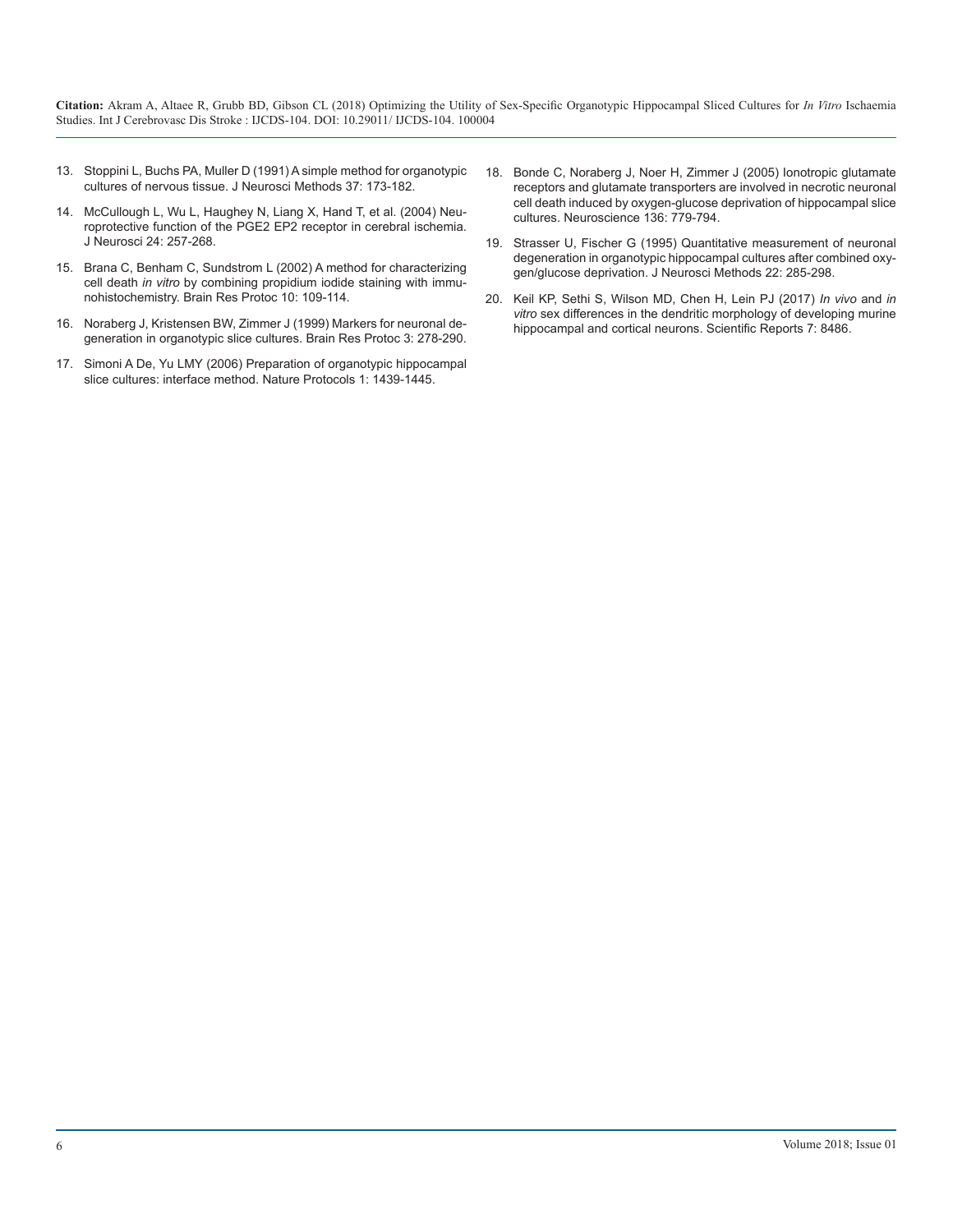13. Stoppini L, Buchs PA, Muller D (1991) A simple method for organotypic cultures of nervous tissue. J Neurosci Methods 37: 173-182.

14. McCullough L, Wu L, Haughey N, Liang X, Hand T, et al. (2004) Neuroprotective function of the PGE2 EP2 receptor in cerebral ischemia. J Neurosci 24: 257-268.

15. Brana C, Benham C, Sundstrom L (2002) A method for characterizing cell death *in vitro* by combining propidium iodide staining with immunohistochemistry. Brain Res Protoc 10: 109-114.

16. Noraberg J, Kristensen BW, Zimmer J (1999) Markers for neuronal degeneration in organotypic slice cultures. Brain Res Protoc 3: 278-290.

17. Simoni A De, Yu LMY (2006) Preparation of organotypic hippocampal slice cultures: interface method. Nature Protocols 1: 1439-1445.

18. Bonde C, Noraberg J, Noer H, Zimmer J (2005) Ionotropic glutamate receptors and glutamate transporters are involved in necrotic neuronal cell death induced by oxygen-glucose deprivation of hippocampal slice cultures. Neuroscience 136: 779-794.

19. Strasser U, Fischer G (1995) Quantitative measurement of neuronal degeneration in organotypic hippocampal cultures after combined oxygen/glucose deprivation. J Neurosci Methods 22: 285-298.

20. Keil KP, Sethi S, Wilson MD, Chen H, Lein PJ (2017) *In vivo* and *in vitro* sex differences in the dendritic morphology of developing murine hippocampal and cortical neurons. Scientific Reports 7: 8486.